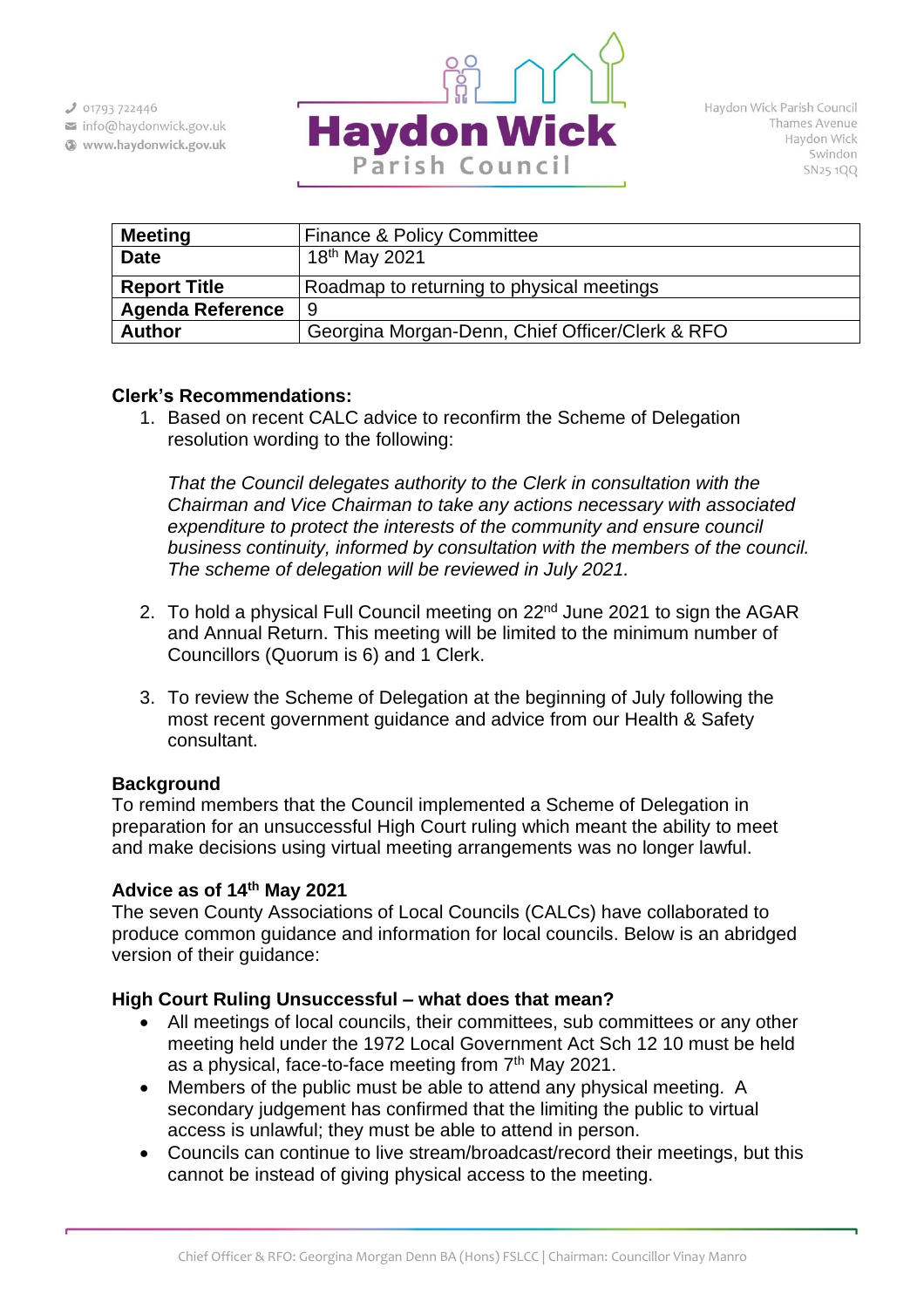01793 722446
info@haydonwick.gov.uk
www.haydonwick.gov.uk

**Haydon Wick**
Parish Council

Haydon Wick Parish Council
Thames Avenue
Haydon Wick
Swindon
SN25 1QQ

| **Meeting** | Finance & Policy Committee |
|---|---|
| **Date** | 18th May 2021 |
| **Report Title** | Roadmap to returning to physical meetings |
| **Agenda Reference** | 9 |
| **Author** | Georgina Morgan-Denn, Chief Officer/Clerk & RFO |

**Clerk's Recommendations:**

1. Based on recent CALC advice to reconfirm the Scheme of Delegation resolution wording to the following:

   *That the Council delegates authority to the Clerk in consultation with the Chairman and Vice Chairman to take any actions necessary with associated expenditure to protect the interests of the community and ensure council business continuity, informed by consultation with the members of the council. The scheme of delegation will be reviewed in July 2021.*

2. To hold a physical Full Council meeting on 22nd June 2021 to sign the AGAR and Annual Return. This meeting will be limited to the minimum number of Councillors (Quorum is 6) and 1 Clerk.

3. To review the Scheme of Delegation at the beginning of July following the most recent government guidance and advice from our Health & Safety consultant.

**Background**

To remind members that the Council implemented a Scheme of Delegation in preparation for an unsuccessful High Court ruling which meant the ability to meet and make decisions using virtual meeting arrangements was no longer lawful.

**Advice as of 14th May 2021**

The seven County Associations of Local Councils (CALCs) have collaborated to produce common guidance and information for local councils. Below is an abridged version of their guidance:

**High Court Ruling Unsuccessful – what does that mean?**

- All meetings of local councils, their committees, sub committees or any other meeting held under the 1972 Local Government Act Sch 12 10 must be held as a physical, face-to-face meeting from 7th May 2021.
- Members of the public must be able to attend any physical meeting. A secondary judgement has confirmed that the limiting the public to virtual access is unlawful; they must be able to attend in person.
- Councils can continue to live stream/broadcast/record their meetings, but this cannot be instead of giving physical access to the meeting.

Chief Officer & RFO: Georgina Morgan Denn BA (Hons) FSLCC | Chairman: Councillor Vinay Manro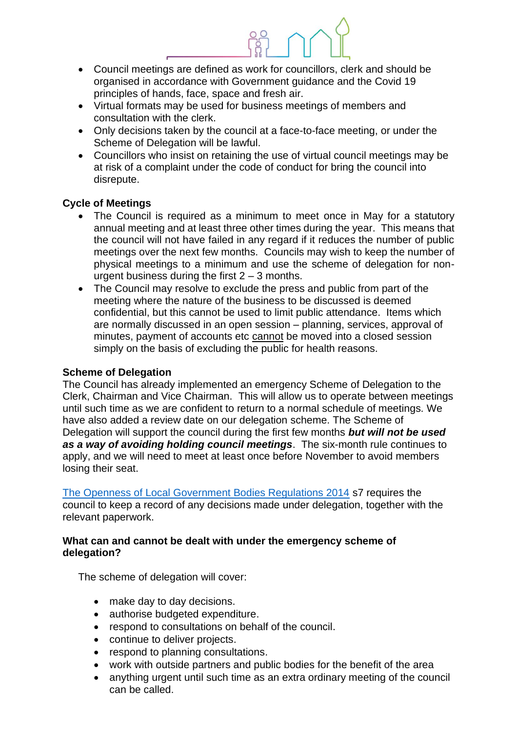- Council meetings are defined as work for councillors, clerk and should be organised in accordance with Government guidance and the Covid 19 principles of hands, face, space and fresh air.
- Virtual formats may be used for business meetings of members and consultation with the clerk.
- Only decisions taken by the council at a face-to-face meeting, or under the Scheme of Delegation will be lawful.
- Councillors who insist on retaining the use of virtual council meetings may be at risk of a complaint under the code of conduct for bring the council into disrepute.

**Cycle of Meetings**

- The Council is required as a minimum to meet once in May for a statutory annual meeting and at least three other times during the year. This means that the council will not have failed in any regard if it reduces the number of public meetings over the next few months. Councils may wish to keep the number of physical meetings to a minimum and use the scheme of delegation for non-urgent business during the first 2 – 3 months.
- The Council may resolve to exclude the press and public from part of the meeting where the nature of the business to be discussed is deemed confidential, but this cannot be used to limit public attendance. Items which are normally discussed in an open session – planning, services, approval of minutes, payment of accounts etc <u>cannot</u> be moved into a closed session simply on the basis of excluding the public for health reasons.

**Scheme of Delegation**

The Council has already implemented an emergency Scheme of Delegation to the Clerk, Chairman and Vice Chairman. This will allow us to operate between meetings until such time as we are confident to return to a normal schedule of meetings. We have also added a review date on our delegation scheme. The Scheme of Delegation will support the council during the first few months ***but will not be used as a way of avoiding holding council meetings***. The six-month rule continues to apply, and we will need to meet at least once before November to avoid members losing their seat.

The Openness of Local Government Bodies Regulations 2014 s7 requires the council to keep a record of any decisions made under delegation, together with the relevant paperwork.

**What can and cannot be dealt with under the emergency scheme of delegation?**

The scheme of delegation will cover:

- make day to day decisions.
- authorise budgeted expenditure.
- respond to consultations on behalf of the council.
- continue to deliver projects.
- respond to planning consultations.
- work with outside partners and public bodies for the benefit of the area
- anything urgent until such time as an extra ordinary meeting of the council can be called.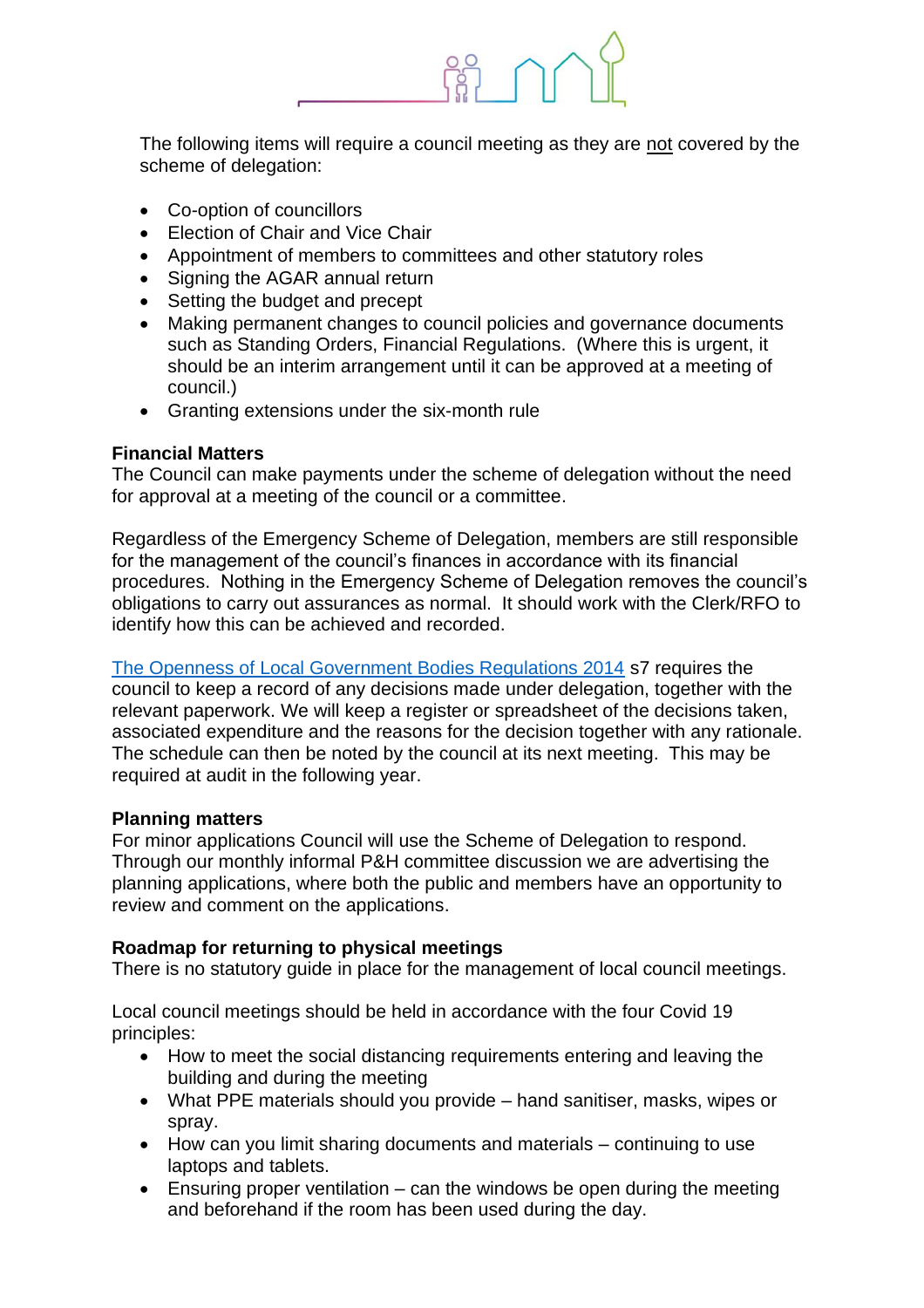The following items will require a council meeting as they are not covered by the scheme of delegation:

- Co-option of councillors
- Election of Chair and Vice Chair
- Appointment of members to committees and other statutory roles
- Signing the AGAR annual return
- Setting the budget and precept
- Making permanent changes to council policies and governance documents such as Standing Orders, Financial Regulations. (Where this is urgent, it should be an interim arrangement until it can be approved at a meeting of council.)
- Granting extensions under the six-month rule

**Financial Matters**
The Council can make payments under the scheme of delegation without the need for approval at a meeting of the council or a committee.

Regardless of the Emergency Scheme of Delegation, members are still responsible for the management of the council's finances in accordance with its financial procedures. Nothing in the Emergency Scheme of Delegation removes the council's obligations to carry out assurances as normal. It should work with the Clerk/RFO to identify how this can be achieved and recorded.

[The Openness of Local Government Bodies Regulations 2014]() s7 requires the council to keep a record of any decisions made under delegation, together with the relevant paperwork. We will keep a register or spreadsheet of the decisions taken, associated expenditure and the reasons for the decision together with any rationale. The schedule can then be noted by the council at its next meeting. This may be required at audit in the following year.

**Planning matters**
For minor applications Council will use the Scheme of Delegation to respond. Through our monthly informal P&H committee discussion we are advertising the planning applications, where both the public and members have an opportunity to review and comment on the applications.

**Roadmap for returning to physical meetings**
There is no statutory guide in place for the management of local council meetings.

Local council meetings should be held in accordance with the four Covid 19 principles:

- How to meet the social distancing requirements entering and leaving the building and during the meeting
- What PPE materials should you provide – hand sanitiser, masks, wipes or spray.
- How can you limit sharing documents and materials – continuing to use laptops and tablets.
- Ensuring proper ventilation – can the windows be open during the meeting and beforehand if the room has been used during the day.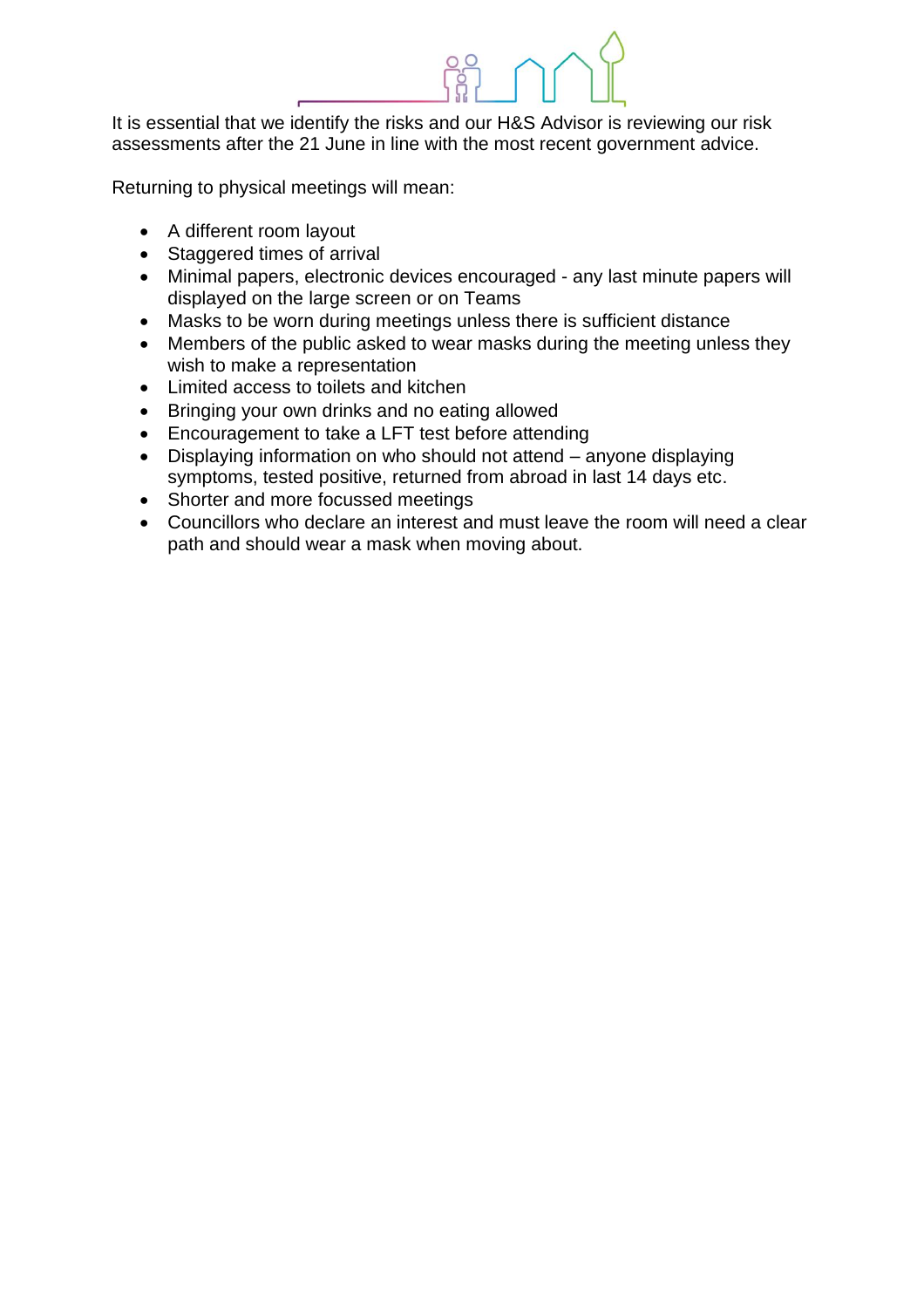It is essential that we identify the risks and our H&S Advisor is reviewing our risk assessments after the 21 June in line with the most recent government advice.

Returning to physical meetings will mean:

- A different room layout
- Staggered times of arrival
- Minimal papers, electronic devices encouraged - any last minute papers will displayed on the large screen or on Teams
- Masks to be worn during meetings unless there is sufficient distance
- Members of the public asked to wear masks during the meeting unless they wish to make a representation
- Limited access to toilets and kitchen
- Bringing your own drinks and no eating allowed
- Encouragement to take a LFT test before attending
- Displaying information on who should not attend – anyone displaying symptoms, tested positive, returned from abroad in last 14 days etc.
- Shorter and more focussed meetings
- Councillors who declare an interest and must leave the room will need a clear path and should wear a mask when moving about.